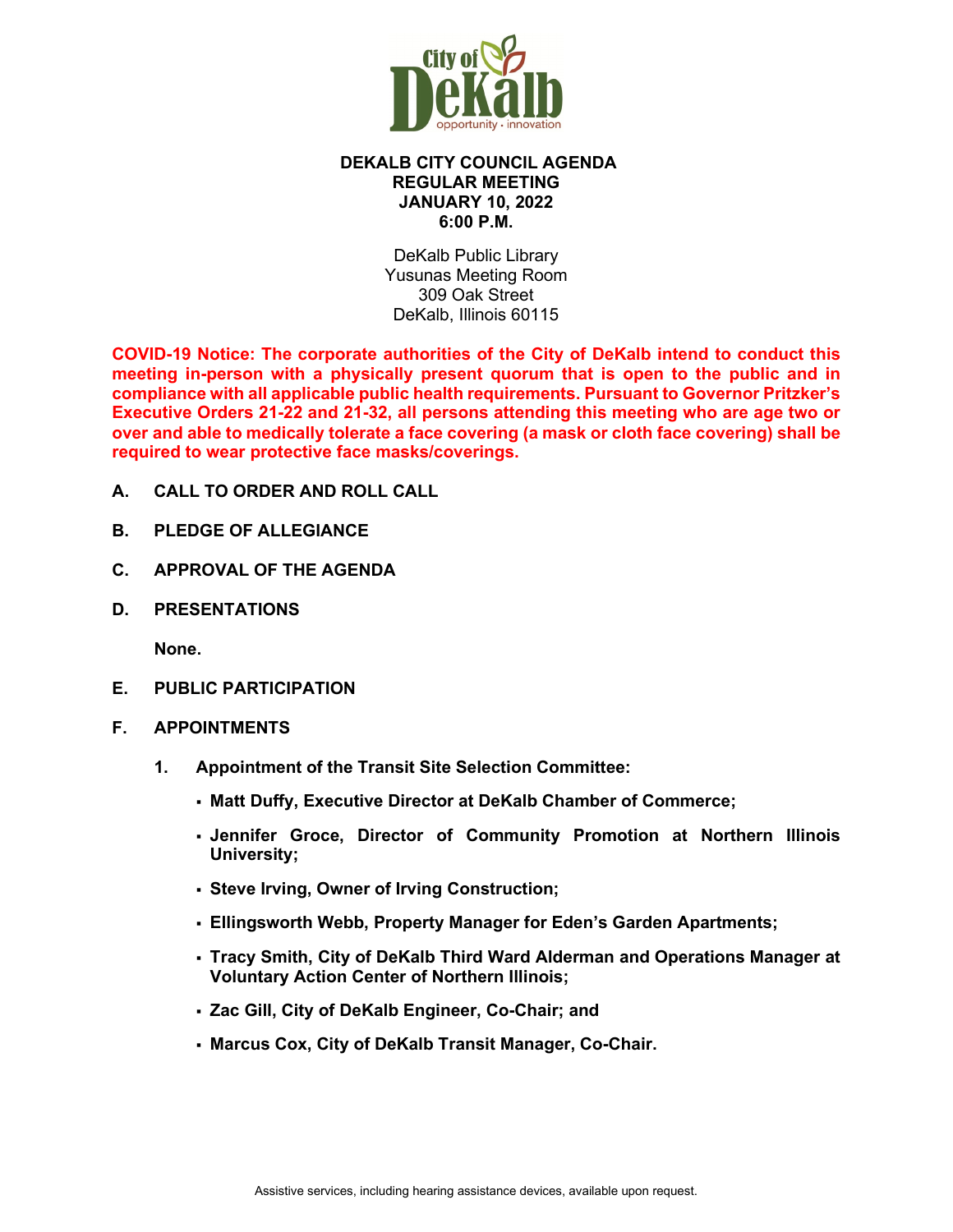# DEKALB CITY COUNCIL AGENDA
## REGULAR MEETING
## JANUARY 10, 2022
## 6:00 P.M.

DeKalb Public Library
Yusunas Meeting Room
309 Oak Street
DeKalb, Illinois 60115

**COVID-19 Notice: The corporate authorities of the City of DeKalb intend to conduct this meeting in-person with a physically present quorum that is open to the public and in compliance with all applicable public health requirements. Pursuant to Governor Pritzker's Executive Orders 21-22 and 21-32, all persons attending this meeting who are age two or over and able to medically tolerate a face covering (a mask or cloth face covering) shall be required to wear protective face masks/coverings.**

**A. CALL TO ORDER AND ROLL CALL**

**B. PLEDGE OF ALLEGIANCE**

**C. APPROVAL OF THE AGENDA**

**D. PRESENTATIONS**

**None.**

**E. PUBLIC PARTICIPATION**

**F. APPOINTMENTS**

**1. Appointment of the Transit Site Selection Committee:**

- **Matt Duffy, Executive Director at DeKalb Chamber of Commerce;**
- **Jennifer Groce, Director of Community Promotion at Northern Illinois University;**
- **Steve Irving, Owner of Irving Construction;**
- **Ellingsworth Webb, Property Manager for Eden's Garden Apartments;**
- **Tracy Smith, City of DeKalb Third Ward Alderman and Operations Manager at Voluntary Action Center of Northern Illinois;**
- **Zac Gill, City of DeKalb Engineer, Co-Chair; and**
- **Marcus Cox, City of DeKalb Transit Manager, Co-Chair.**

Assistive services, including hearing assistance devices, available upon request.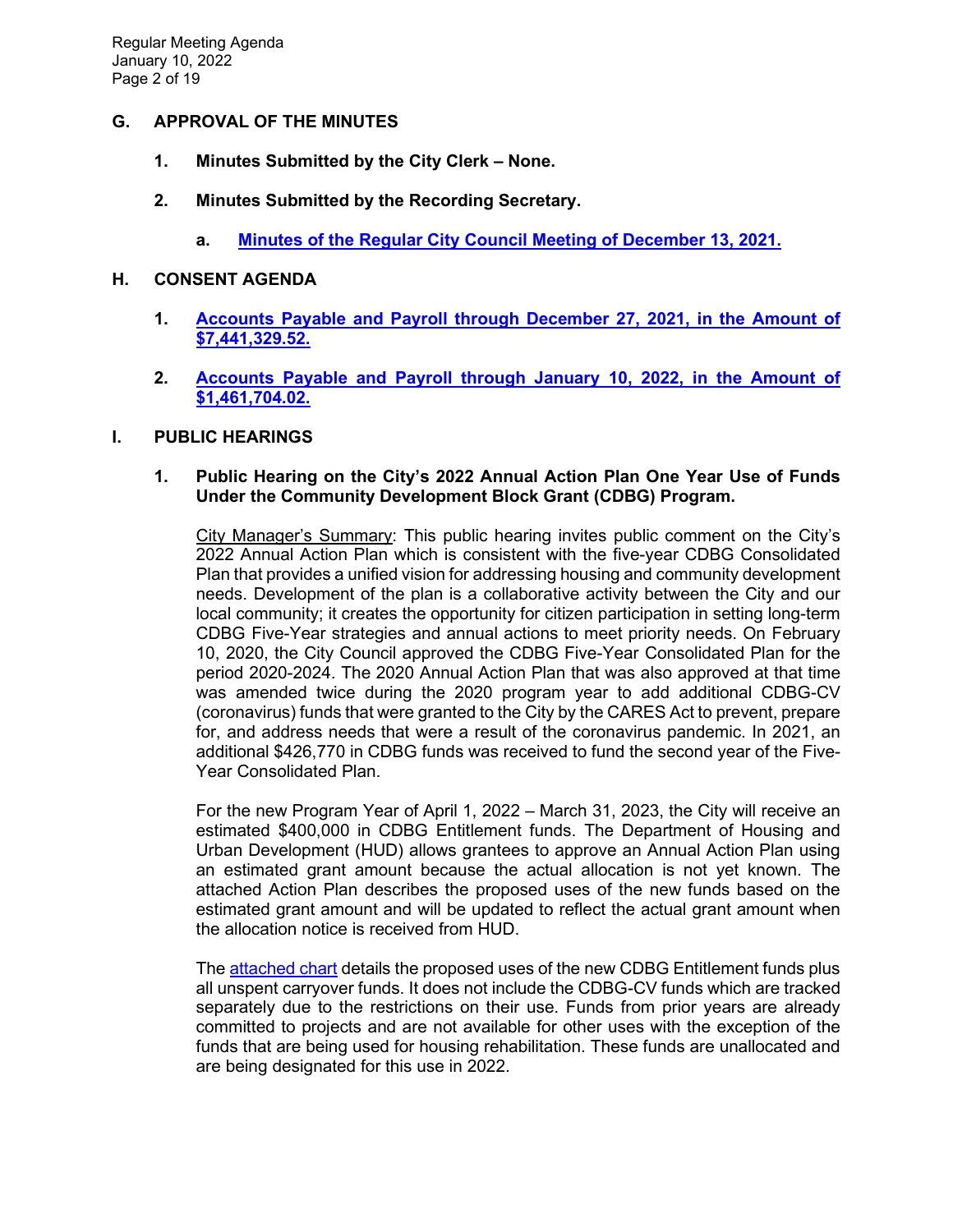## G. APPROVAL OF THE MINUTES

1. **Minutes Submitted by the City Clerk – None.**

2. **Minutes Submitted by the Recording Secretary.**

   a. **Minutes of the Regular City Council Meeting of December 13, 2021.**

## H. CONSENT AGENDA

1. **Accounts Payable and Payroll through December 27, 2021, in the Amount of $7,441,329.52.**

2. **Accounts Payable and Payroll through January 10, 2022, in the Amount of $1,461,704.02.**

## I. PUBLIC HEARINGS

1. **Public Hearing on the City's 2022 Annual Action Plan One Year Use of Funds Under the Community Development Block Grant (CDBG) Program.**

   City Manager's Summary: This public hearing invites public comment on the City's 2022 Annual Action Plan which is consistent with the five-year CDBG Consolidated Plan that provides a unified vision for addressing housing and community development needs. Development of the plan is a collaborative activity between the City and our local community; it creates the opportunity for citizen participation in setting long-term CDBG Five-Year strategies and annual actions to meet priority needs. On February 10, 2020, the City Council approved the CDBG Five-Year Consolidated Plan for the period 2020-2024. The 2020 Annual Action Plan that was also approved at that time was amended twice during the 2020 program year to add additional CDBG-CV (coronavirus) funds that were granted to the City by the CARES Act to prevent, prepare for, and address needs that were a result of the coronavirus pandemic. In 2021, an additional $426,770 in CDBG funds was received to fund the second year of the Five-Year Consolidated Plan.

   For the new Program Year of April 1, 2022 – March 31, 2023, the City will receive an estimated $400,000 in CDBG Entitlement funds. The Department of Housing and Urban Development (HUD) allows grantees to approve an Annual Action Plan using an estimated grant amount because the actual allocation is not yet known. The attached Action Plan describes the proposed uses of the new funds based on the estimated grant amount and will be updated to reflect the actual grant amount when the allocation notice is received from HUD.

   The attached chart details the proposed uses of the new CDBG Entitlement funds plus all unspent carryover funds. It does not include the CDBG-CV funds which are tracked separately due to the restrictions on their use. Funds from prior years are already committed to projects and are not available for other uses with the exception of the funds that are being used for housing rehabilitation. These funds are unallocated and are being designated for this use in 2022.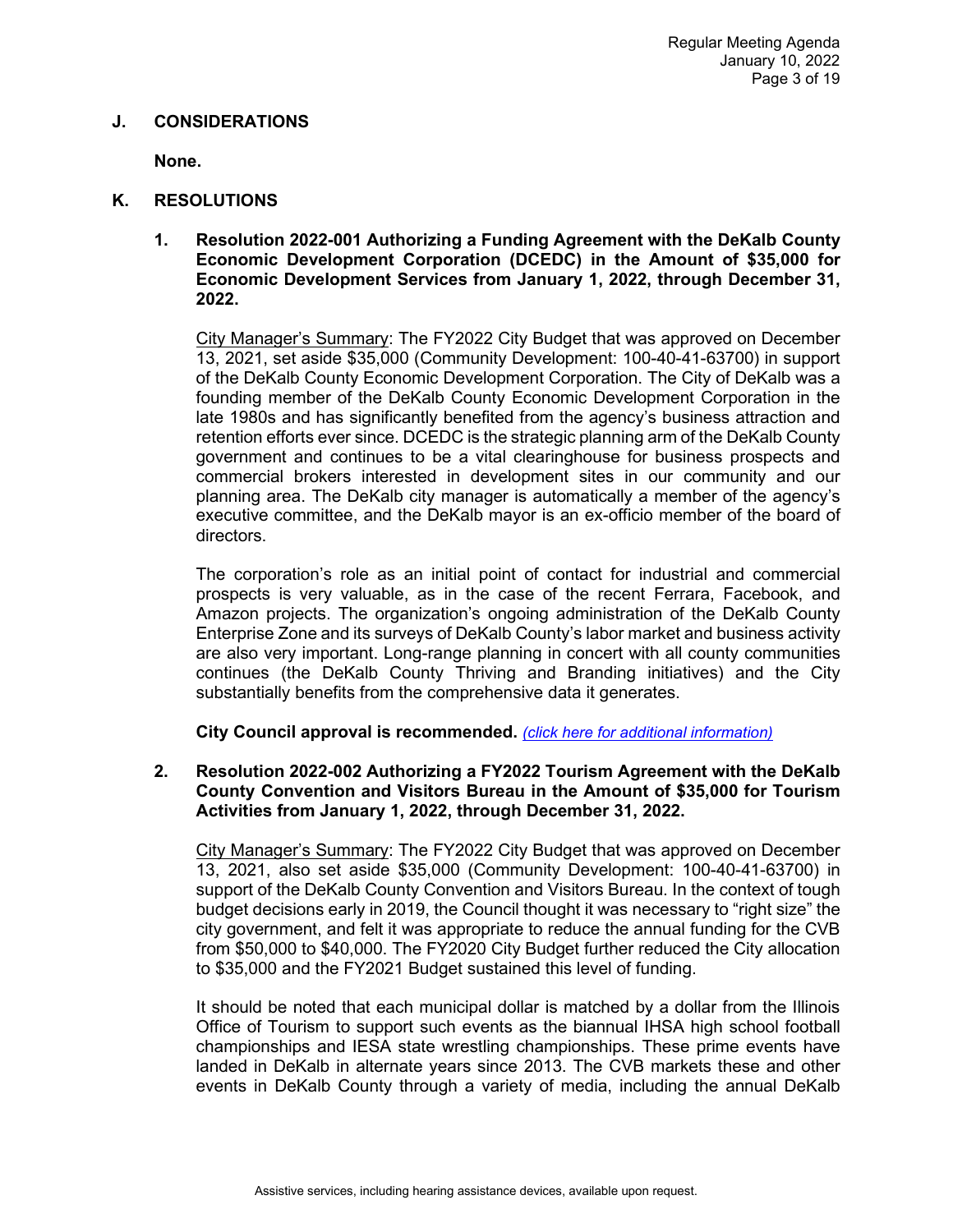## J. CONSIDERATIONS

**None.**

## K. RESOLUTIONS

### 1. Resolution 2022-001 Authorizing a Funding Agreement with the DeKalb County Economic Development Corporation (DCEDC) in the Amount of $35,000 for Economic Development Services from January 1, 2022, through December 31, 2022.

City Manager's Summary: The FY2022 City Budget that was approved on December 13, 2021, set aside $35,000 (Community Development: 100-40-41-63700) in support of the DeKalb County Economic Development Corporation. The City of DeKalb was a founding member of the DeKalb County Economic Development Corporation in the late 1980s and has significantly benefited from the agency's business attraction and retention efforts ever since. DCEDC is the strategic planning arm of the DeKalb County government and continues to be a vital clearinghouse for business prospects and commercial brokers interested in development sites in our community and our planning area. The DeKalb city manager is automatically a member of the agency's executive committee, and the DeKalb mayor is an ex-officio member of the board of directors.

The corporation's role as an initial point of contact for industrial and commercial prospects is very valuable, as in the case of the recent Ferrara, Facebook, and Amazon projects. The organization's ongoing administration of the DeKalb County Enterprise Zone and its surveys of DeKalb County's labor market and business activity are also very important. Long-range planning in concert with all county communities continues (the DeKalb County Thriving and Branding initiatives) and the City substantially benefits from the comprehensive data it generates.

**City Council approval is recommended.** *(click here for additional information)*

### 2. Resolution 2022-002 Authorizing a FY2022 Tourism Agreement with the DeKalb County Convention and Visitors Bureau in the Amount of $35,000 for Tourism Activities from January 1, 2022, through December 31, 2022.

City Manager's Summary: The FY2022 City Budget that was approved on December 13, 2021, also set aside $35,000 (Community Development: 100-40-41-63700) in support of the DeKalb County Convention and Visitors Bureau. In the context of tough budget decisions early in 2019, the Council thought it was necessary to "right size" the city government, and felt it was appropriate to reduce the annual funding for the CVB from $50,000 to $40,000. The FY2020 City Budget further reduced the City allocation to $35,000 and the FY2021 Budget sustained this level of funding.

It should be noted that each municipal dollar is matched by a dollar from the Illinois Office of Tourism to support such events as the biannual IHSA high school football championships and IESA state wrestling championships. These prime events have landed in DeKalb in alternate years since 2013. The CVB markets these and other events in DeKalb County through a variety of media, including the annual DeKalb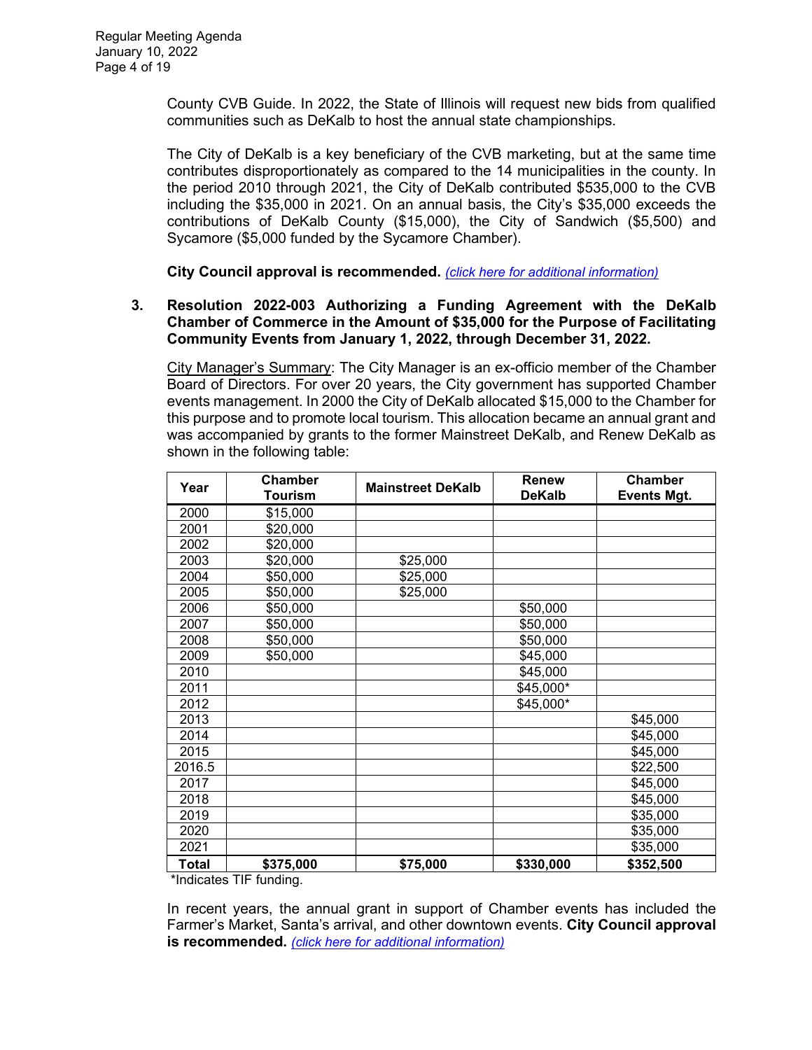County CVB Guide. In 2022, the State of Illinois will request new bids from qualified communities such as DeKalb to host the annual state championships.

The City of DeKalb is a key beneficiary of the CVB marketing, but at the same time contributes disproportionately as compared to the 14 municipalities in the county. In the period 2010 through 2021, the City of DeKalb contributed $535,000 to the CVB including the $35,000 in 2021. On an annual basis, the City's $35,000 exceeds the contributions of DeKalb County ($15,000), the City of Sandwich ($5,500) and Sycamore ($5,000 funded by the Sycamore Chamber).

**City Council approval is recommended.** *(click here for additional information)*

**3. Resolution 2022-003 Authorizing a Funding Agreement with the DeKalb Chamber of Commerce in the Amount of $35,000 for the Purpose of Facilitating Community Events from January 1, 2022, through December 31, 2022.**

City Manager's Summary: The City Manager is an ex-officio member of the Chamber Board of Directors. For over 20 years, the City government has supported Chamber events management. In 2000 the City of DeKalb allocated $15,000 to the Chamber for this purpose and to promote local tourism. This allocation became an annual grant and was accompanied by grants to the former Mainstreet DeKalb, and Renew DeKalb as shown in the following table:

| Year | Chamber Tourism | Mainstreet DeKalb | Renew DeKalb | Chamber Events Mgt. |
|---|---|---|---|---|
| 2000 | $15,000 | | | |
| 2001 | $20,000 | | | |
| 2002 | $20,000 | | | |
| 2003 | $20,000 | $25,000 | | |
| 2004 | $50,000 | $25,000 | | |
| 2005 | $50,000 | $25,000 | | |
| 2006 | $50,000 | | $50,000 | |
| 2007 | $50,000 | | $50,000 | |
| 2008 | $50,000 | | $50,000 | |
| 2009 | $50,000 | | $45,000 | |
| 2010 | | | $45,000 | |
| 2011 | | | $45,000* | |
| 2012 | | | $45,000* | |
| 2013 | | | | $45,000 |
| 2014 | | | | $45,000 |
| 2015 | | | | $45,000 |
| 2016.5 | | | | $22,500 |
| 2017 | | | | $45,000 |
| 2018 | | | | $45,000 |
| 2019 | | | | $35,000 |
| 2020 | | | | $35,000 |
| 2021 | | | | $35,000 |
| **Total** | **$375,000** | **$75,000** | **$330,000** | **$352,500** |

*Indicates TIF funding.

In recent years, the annual grant in support of Chamber events has included the Farmer's Market, Santa's arrival, and other downtown events. **City Council approval is recommended.** *(click here for additional information)*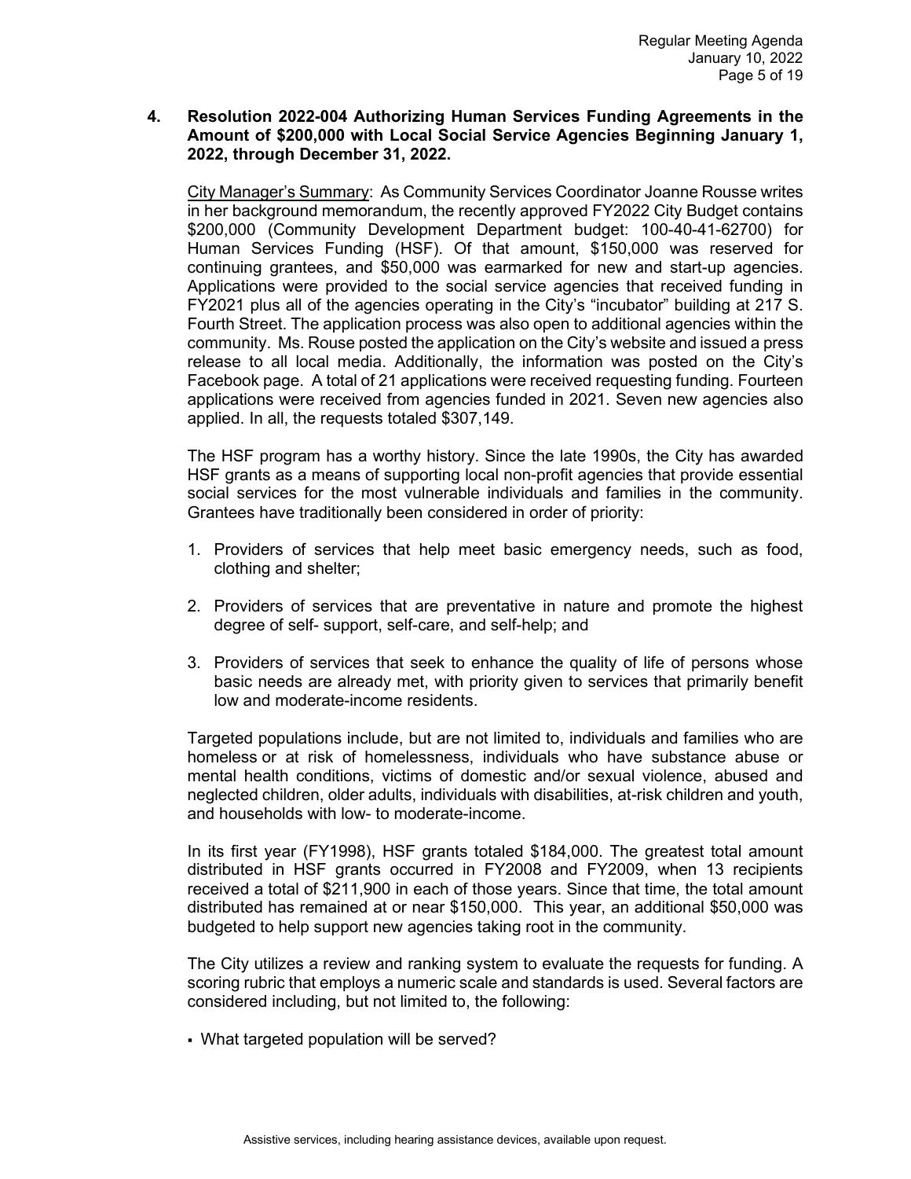**4. Resolution 2022-004 Authorizing Human Services Funding Agreements in the Amount of $200,000 with Local Social Service Agencies Beginning January 1, 2022, through December 31, 2022.**

City Manager's Summary: As Community Services Coordinator Joanne Rousse writes in her background memorandum, the recently approved FY2022 City Budget contains $200,000 (Community Development Department budget: 100-40-41-62700) for Human Services Funding (HSF). Of that amount, $150,000 was reserved for continuing grantees, and $50,000 was earmarked for new and start-up agencies. Applications were provided to the social service agencies that received funding in FY2021 plus all of the agencies operating in the City's "incubator" building at 217 S. Fourth Street. The application process was also open to additional agencies within the community. Ms. Rouse posted the application on the City's website and issued a press release to all local media. Additionally, the information was posted on the City's Facebook page. A total of 21 applications were received requesting funding. Fourteen applications were received from agencies funded in 2021. Seven new agencies also applied. In all, the requests totaled $307,149.

The HSF program has a worthy history. Since the late 1990s, the City has awarded HSF grants as a means of supporting local non-profit agencies that provide essential social services for the most vulnerable individuals and families in the community. Grantees have traditionally been considered in order of priority:

1. Providers of services that help meet basic emergency needs, such as food, clothing and shelter;
2. Providers of services that are preventative in nature and promote the highest degree of self- support, self-care, and self-help; and
3. Providers of services that seek to enhance the quality of life of persons whose basic needs are already met, with priority given to services that primarily benefit low and moderate-income residents.

Targeted populations include, but are not limited to, individuals and families who are homeless or at risk of homelessness, individuals who have substance abuse or mental health conditions, victims of domestic and/or sexual violence, abused and neglected children, older adults, individuals with disabilities, at-risk children and youth, and households with low- to moderate-income.

In its first year (FY1998), HSF grants totaled $184,000. The greatest total amount distributed in HSF grants occurred in FY2008 and FY2009, when 13 recipients received a total of $211,900 in each of those years. Since that time, the total amount distributed has remained at or near $150,000. This year, an additional $50,000 was budgeted to help support new agencies taking root in the community.

The City utilizes a review and ranking system to evaluate the requests for funding. A scoring rubric that employs a numeric scale and standards is used. Several factors are considered including, but not limited to, the following:

- What targeted population will be served?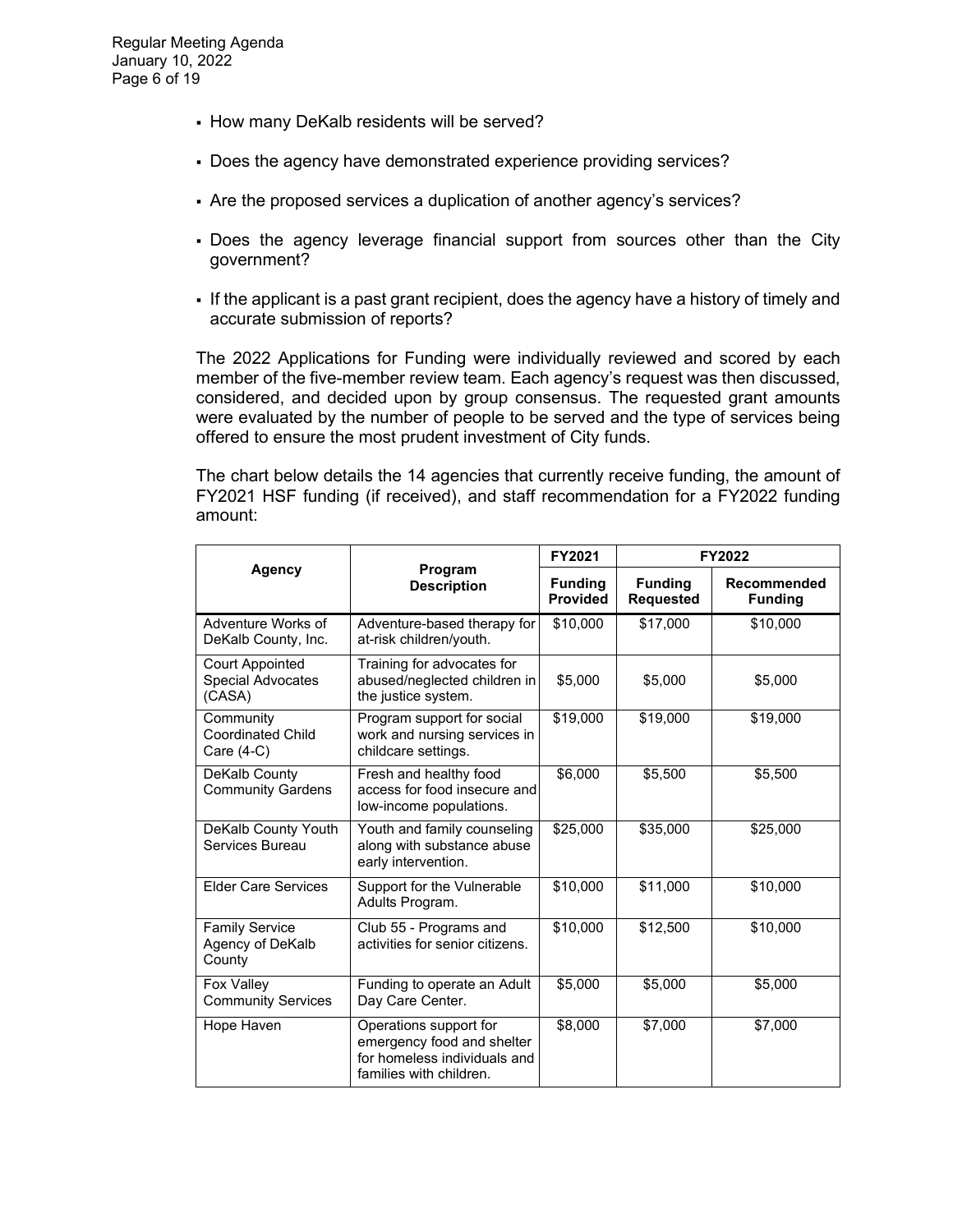- How many DeKalb residents will be served?
- Does the agency have demonstrated experience providing services?
- Are the proposed services a duplication of another agency's services?
- Does the agency leverage financial support from sources other than the City government?
- If the applicant is a past grant recipient, does the agency have a history of timely and accurate submission of reports?

The 2022 Applications for Funding were individually reviewed and scored by each member of the five-member review team. Each agency's request was then discussed, considered, and decided upon by group consensus. The requested grant amounts were evaluated by the number of people to be served and the type of services being offered to ensure the most prudent investment of City funds.

The chart below details the 14 agencies that currently receive funding, the amount of FY2021 HSF funding (if received), and staff recommendation for a FY2022 funding amount:

| Agency | Program Description | FY2021 | FY2022 | |
|---|---|---|---|---|
| | | **Funding Provided** | **Funding Requested** | **Recommended Funding** |
| Adventure Works of DeKalb County, Inc. | Adventure-based therapy for at-risk children/youth. | $10,000 | $17,000 | $10,000 |
| Court Appointed Special Advocates (CASA) | Training for advocates for abused/neglected children in the justice system. | $5,000 | $5,000 | $5,000 |
| Community Coordinated Child Care (4-C) | Program support for social work and nursing services in childcare settings. | $19,000 | $19,000 | $19,000 |
| DeKalb County Community Gardens | Fresh and healthy food access for food insecure and low-income populations. | $6,000 | $5,500 | $5,500 |
| DeKalb County Youth Services Bureau | Youth and family counseling along with substance abuse early intervention. | $25,000 | $35,000 | $25,000 |
| Elder Care Services | Support for the Vulnerable Adults Program. | $10,000 | $11,000 | $10,000 |
| Family Service Agency of DeKalb County | Club 55 - Programs and activities for senior citizens. | $10,000 | $12,500 | $10,000 |
| Fox Valley Community Services | Funding to operate an Adult Day Care Center. | $5,000 | $5,000 | $5,000 |
| Hope Haven | Operations support for emergency food and shelter for homeless individuals and families with children. | $8,000 | $7,000 | $7,000 |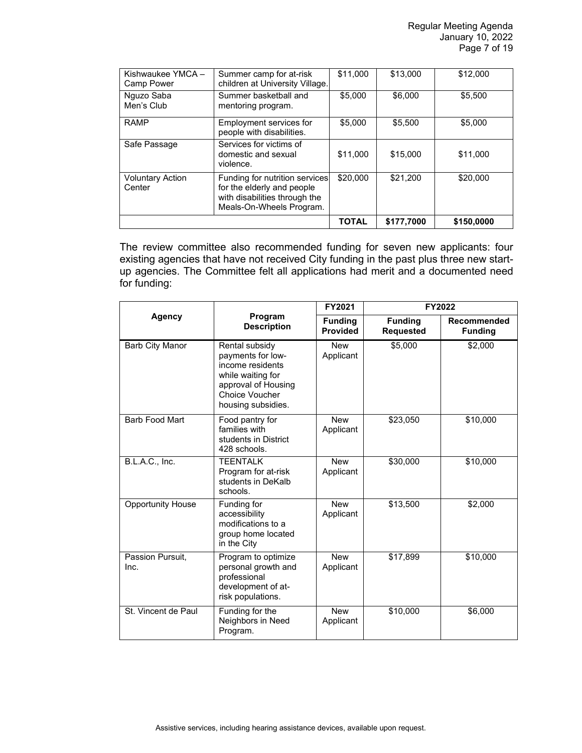| Kishwaukee YMCA – Camp Power | Summer camp for at-risk children at University Village. | $11,000 | $13,000 | $12,000 |
|---|---|---|---|---|
| Nguzo Saba Men's Club | Summer basketball and mentoring program. | $5,000 | $6,000 | $5,500 |
| RAMP | Employment services for people with disabilities. | $5,000 | $5,500 | $5,000 |
| Safe Passage | Services for victims of domestic and sexual violence. | $11,000 | $15,000 | $11,000 |
| Voluntary Action Center | Funding for nutrition services for the elderly and people with disabilities through the Meals-On-Wheels Program. | $20,000 | $21,200 | $20,000 |
| | | **TOTAL** | **$177,7000** | **$150,0000** |

The review committee also recommended funding for seven new applicants: four existing agencies that have not received City funding in the past plus three new start-up agencies. The Committee felt all applications had merit and a documented need for funding:

| Agency | Program Description | FY2021 | FY2022 | |
|---|---|---|---|---|
| | | **Funding Provided** | **Funding Requested** | **Recommended Funding** |
| Barb City Manor | Rental subsidy payments for low-income residents while waiting for approval of Housing Choice Voucher housing subsidies. | New Applicant | $5,000 | $2,000 |
| Barb Food Mart | Food pantry for families with students in District 428 schools. | New Applicant | $23,050 | $10,000 |
| B.L.A.C., Inc. | TEENTALK Program for at-risk students in DeKalb schools. | New Applicant | $30,000 | $10,000 |
| Opportunity House | Funding for accessibility modifications to a group home located in the City | New Applicant | $13,500 | $2,000 |
| Passion Pursuit, Inc. | Program to optimize personal growth and professional development of at-risk populations. | New Applicant | $17,899 | $10,000 |
| St. Vincent de Paul | Funding for the Neighbors in Need Program. | New Applicant | $10,000 | $6,000 |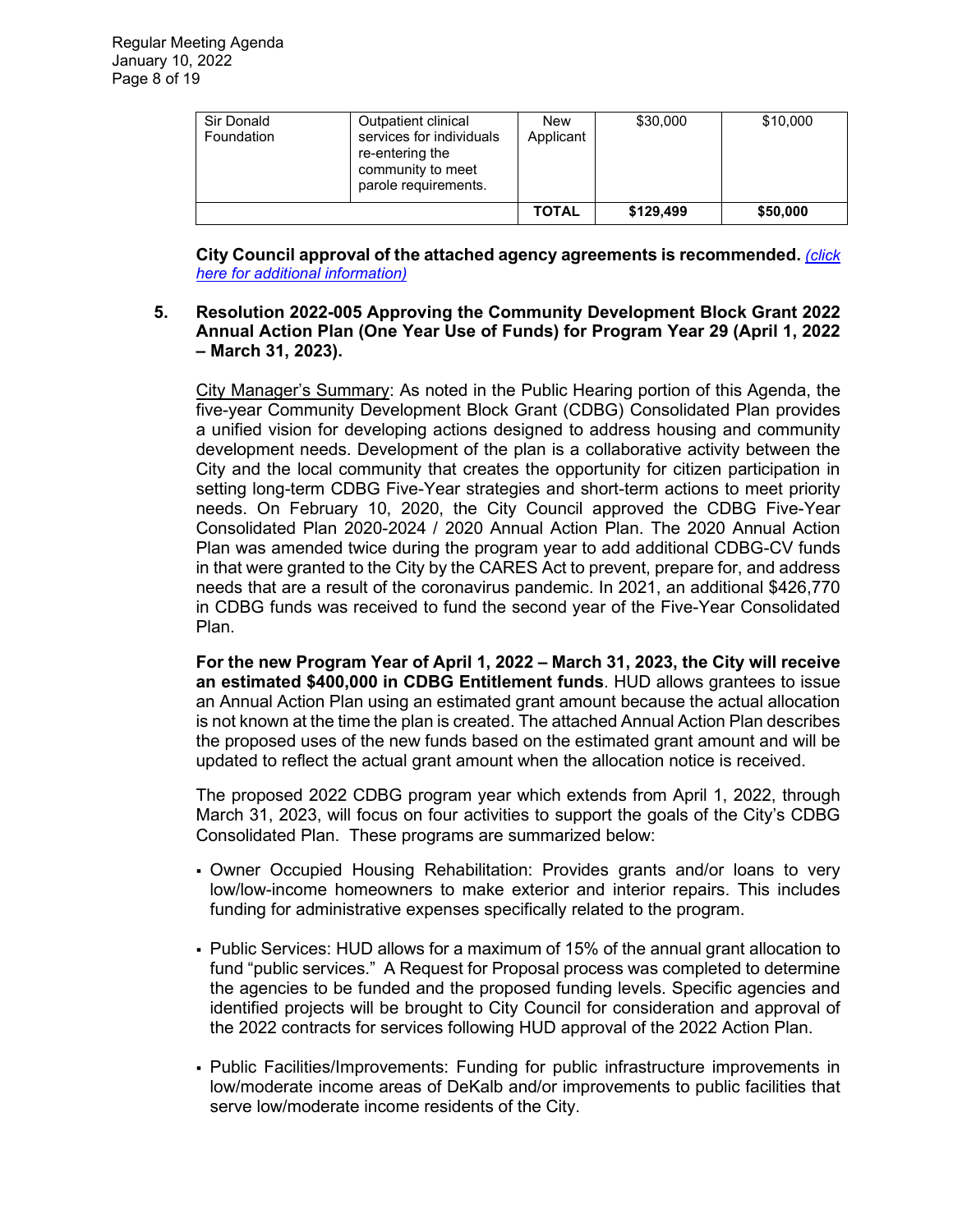| Sir Donald Foundation | Outpatient clinical services for individuals re-entering the community to meet parole requirements. | New Applicant | $30,000 | $10,000 |
|---|---|---|---|---|
| | | **TOTAL** | **$129,499** | **$50,000** |

**City Council approval of the attached agency agreements is recommended.** *(click here for additional information)*

**5. Resolution 2022-005 Approving the Community Development Block Grant 2022 Annual Action Plan (One Year Use of Funds) for Program Year 29 (April 1, 2022 – March 31, 2023).**

City Manager's Summary: As noted in the Public Hearing portion of this Agenda, the five-year Community Development Block Grant (CDBG) Consolidated Plan provides a unified vision for developing actions designed to address housing and community development needs. Development of the plan is a collaborative activity between the City and the local community that creates the opportunity for citizen participation in setting long-term CDBG Five-Year strategies and short-term actions to meet priority needs. On February 10, 2020, the City Council approved the CDBG Five-Year Consolidated Plan 2020-2024 / 2020 Annual Action Plan. The 2020 Annual Action Plan was amended twice during the program year to add additional CDBG-CV funds in that were granted to the City by the CARES Act to prevent, prepare for, and address needs that are a result of the coronavirus pandemic. In 2021, an additional $426,770 in CDBG funds was received to fund the second year of the Five-Year Consolidated Plan.

**For the new Program Year of April 1, 2022 – March 31, 2023, the City will receive an estimated $400,000 in CDBG Entitlement funds**. HUD allows grantees to issue an Annual Action Plan using an estimated grant amount because the actual allocation is not known at the time the plan is created. The attached Annual Action Plan describes the proposed uses of the new funds based on the estimated grant amount and will be updated to reflect the actual grant amount when the allocation notice is received.

The proposed 2022 CDBG program year which extends from April 1, 2022, through March 31, 2023, will focus on four activities to support the goals of the City's CDBG Consolidated Plan. These programs are summarized below:

- Owner Occupied Housing Rehabilitation: Provides grants and/or loans to very low/low-income homeowners to make exterior and interior repairs. This includes funding for administrative expenses specifically related to the program.
- Public Services: HUD allows for a maximum of 15% of the annual grant allocation to fund "public services." A Request for Proposal process was completed to determine the agencies to be funded and the proposed funding levels. Specific agencies and identified projects will be brought to City Council for consideration and approval of the 2022 contracts for services following HUD approval of the 2022 Action Plan.
- Public Facilities/Improvements: Funding for public infrastructure improvements in low/moderate income areas of DeKalb and/or improvements to public facilities that serve low/moderate income residents of the City.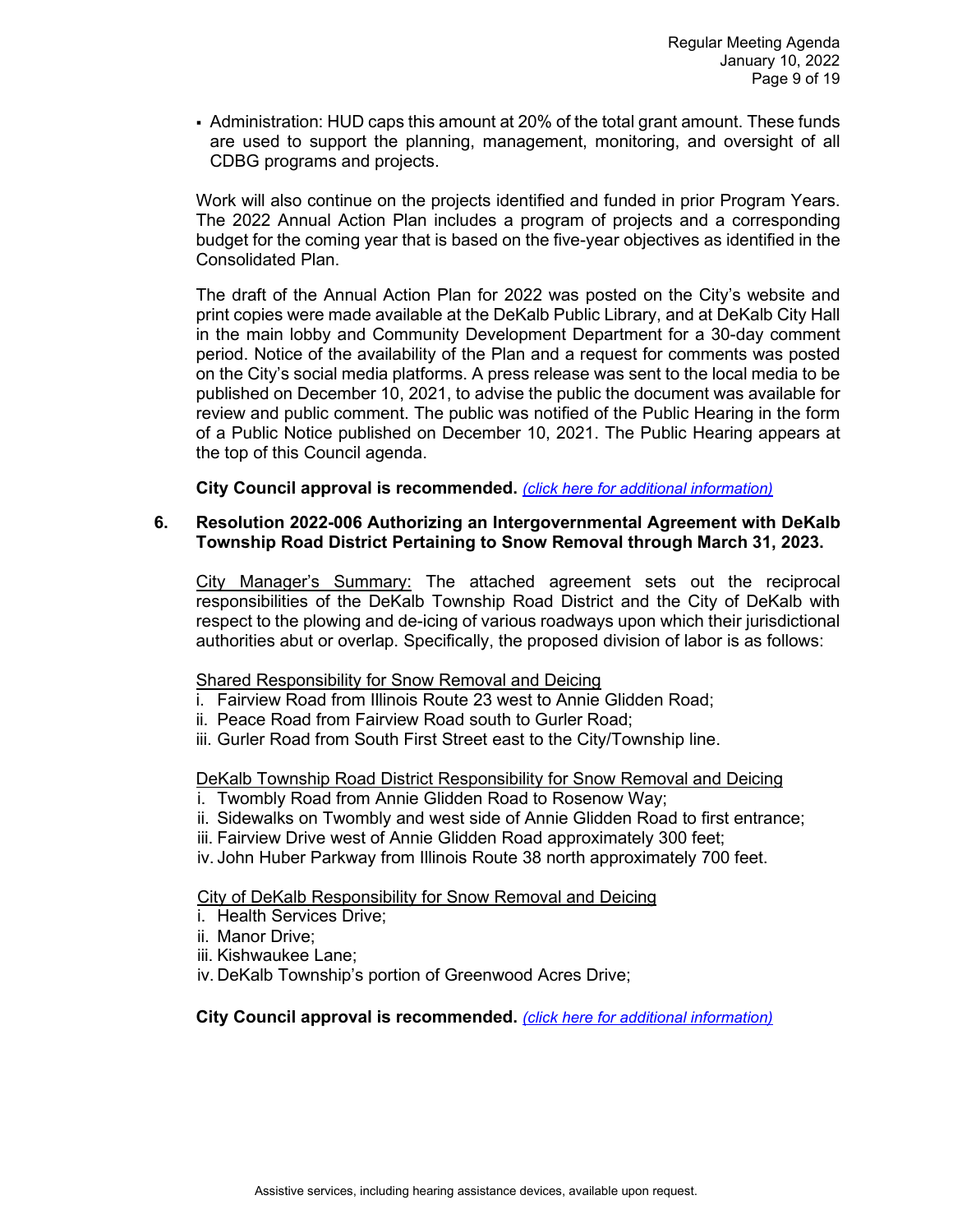- Administration: HUD caps this amount at 20% of the total grant amount. These funds are used to support the planning, management, monitoring, and oversight of all CDBG programs and projects.

Work will also continue on the projects identified and funded in prior Program Years. The 2022 Annual Action Plan includes a program of projects and a corresponding budget for the coming year that is based on the five-year objectives as identified in the Consolidated Plan.

The draft of the Annual Action Plan for 2022 was posted on the City's website and print copies were made available at the DeKalb Public Library, and at DeKalb City Hall in the main lobby and Community Development Department for a 30-day comment period. Notice of the availability of the Plan and a request for comments was posted on the City's social media platforms. A press release was sent to the local media to be published on December 10, 2021, to advise the public the document was available for review and public comment. The public was notified of the Public Hearing in the form of a Public Notice published on December 10, 2021. The Public Hearing appears at the top of this Council agenda.

**City Council approval is recommended.** *(click here for additional information)*

**6. Resolution 2022-006 Authorizing an Intergovernmental Agreement with DeKalb Township Road District Pertaining to Snow Removal through March 31, 2023.**

City Manager's Summary: The attached agreement sets out the reciprocal responsibilities of the DeKalb Township Road District and the City of DeKalb with respect to the plowing and de-icing of various roadways upon which their jurisdictional authorities abut or overlap. Specifically, the proposed division of labor is as follows:

Shared Responsibility for Snow Removal and Deicing

i. Fairview Road from Illinois Route 23 west to Annie Glidden Road;
ii. Peace Road from Fairview Road south to Gurler Road;
iii. Gurler Road from South First Street east to the City/Township line.

DeKalb Township Road District Responsibility for Snow Removal and Deicing

i. Twombly Road from Annie Glidden Road to Rosenow Way;
ii. Sidewalks on Twombly and west side of Annie Glidden Road to first entrance;
iii. Fairview Drive west of Annie Glidden Road approximately 300 feet;
iv. John Huber Parkway from Illinois Route 38 north approximately 700 feet.

City of DeKalb Responsibility for Snow Removal and Deicing

i. Health Services Drive;
ii. Manor Drive;
iii. Kishwaukee Lane;
iv. DeKalb Township's portion of Greenwood Acres Drive;

**City Council approval is recommended.** *(click here for additional information)*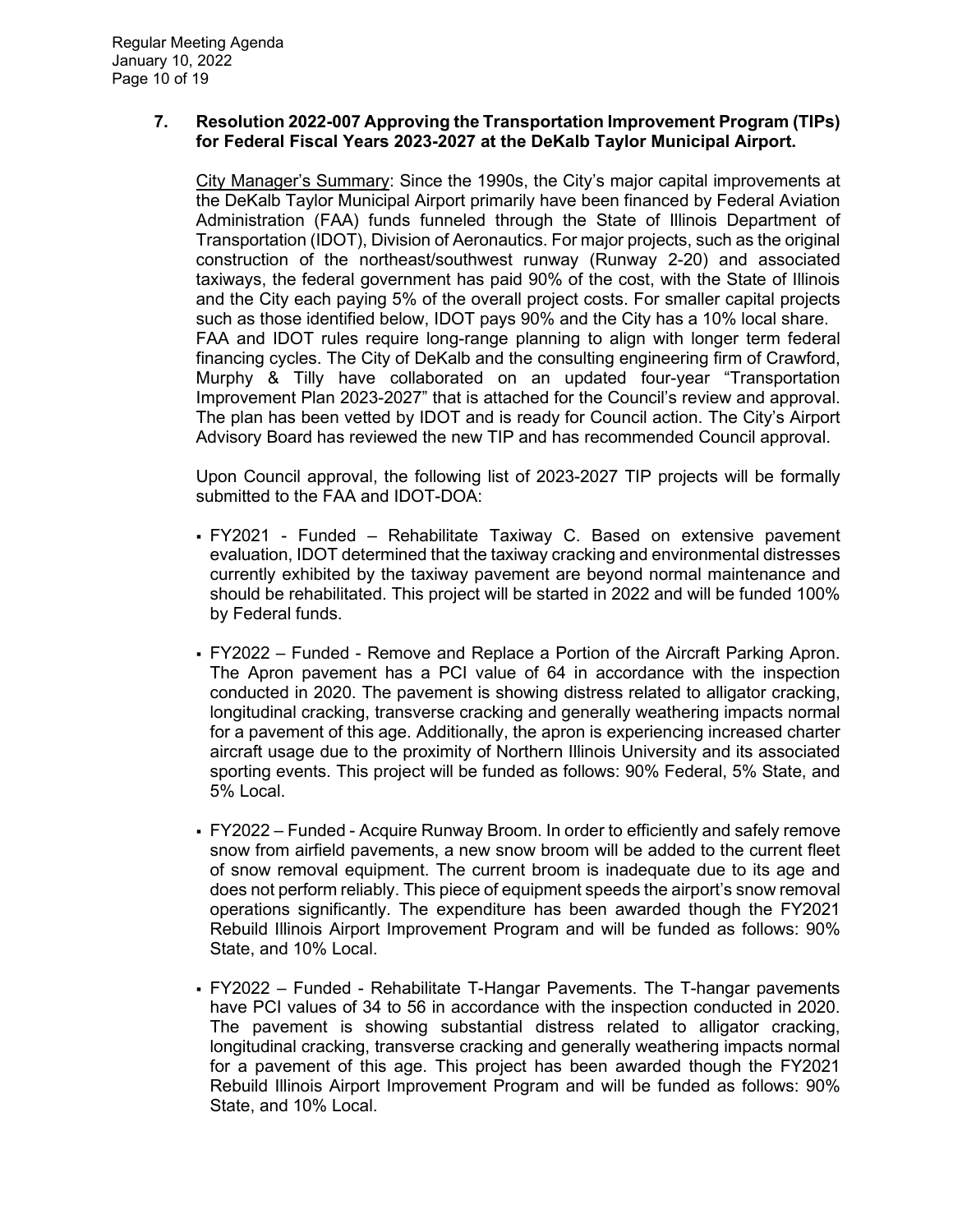**7. Resolution 2022-007 Approving the Transportation Improvement Program (TIPs) for Federal Fiscal Years 2023-2027 at the DeKalb Taylor Municipal Airport.**

City Manager's Summary: Since the 1990s, the City's major capital improvements at the DeKalb Taylor Municipal Airport primarily have been financed by Federal Aviation Administration (FAA) funds funneled through the State of Illinois Department of Transportation (IDOT), Division of Aeronautics. For major projects, such as the original construction of the northeast/southwest runway (Runway 2-20) and associated taxiways, the federal government has paid 90% of the cost, with the State of Illinois and the City each paying 5% of the overall project costs. For smaller capital projects such as those identified below, IDOT pays 90% and the City has a 10% local share.
FAA and IDOT rules require long-range planning to align with longer term federal financing cycles. The City of DeKalb and the consulting engineering firm of Crawford, Murphy & Tilly have collaborated on an updated four-year "Transportation Improvement Plan 2023-2027" that is attached for the Council's review and approval. The plan has been vetted by IDOT and is ready for Council action. The City's Airport Advisory Board has reviewed the new TIP and has recommended Council approval.

Upon Council approval, the following list of 2023-2027 TIP projects will be formally submitted to the FAA and IDOT-DOA:

- FY2021 - Funded – Rehabilitate Taxiway C. Based on extensive pavement evaluation, IDOT determined that the taxiway cracking and environmental distresses currently exhibited by the taxiway pavement are beyond normal maintenance and should be rehabilitated. This project will be started in 2022 and will be funded 100% by Federal funds.

- FY2022 – Funded - Remove and Replace a Portion of the Aircraft Parking Apron. The Apron pavement has a PCI value of 64 in accordance with the inspection conducted in 2020. The pavement is showing distress related to alligator cracking, longitudinal cracking, transverse cracking and generally weathering impacts normal for a pavement of this age. Additionally, the apron is experiencing increased charter aircraft usage due to the proximity of Northern Illinois University and its associated sporting events. This project will be funded as follows: 90% Federal, 5% State, and 5% Local.

- FY2022 – Funded - Acquire Runway Broom. In order to efficiently and safely remove snow from airfield pavements, a new snow broom will be added to the current fleet of snow removal equipment. The current broom is inadequate due to its age and does not perform reliably. This piece of equipment speeds the airport's snow removal operations significantly. The expenditure has been awarded though the FY2021 Rebuild Illinois Airport Improvement Program and will be funded as follows: 90% State, and 10% Local.

- FY2022 – Funded - Rehabilitate T-Hangar Pavements. The T-hangar pavements have PCI values of 34 to 56 in accordance with the inspection conducted in 2020. The pavement is showing substantial distress related to alligator cracking, longitudinal cracking, transverse cracking and generally weathering impacts normal for a pavement of this age. This project has been awarded though the FY2021 Rebuild Illinois Airport Improvement Program and will be funded as follows: 90% State, and 10% Local.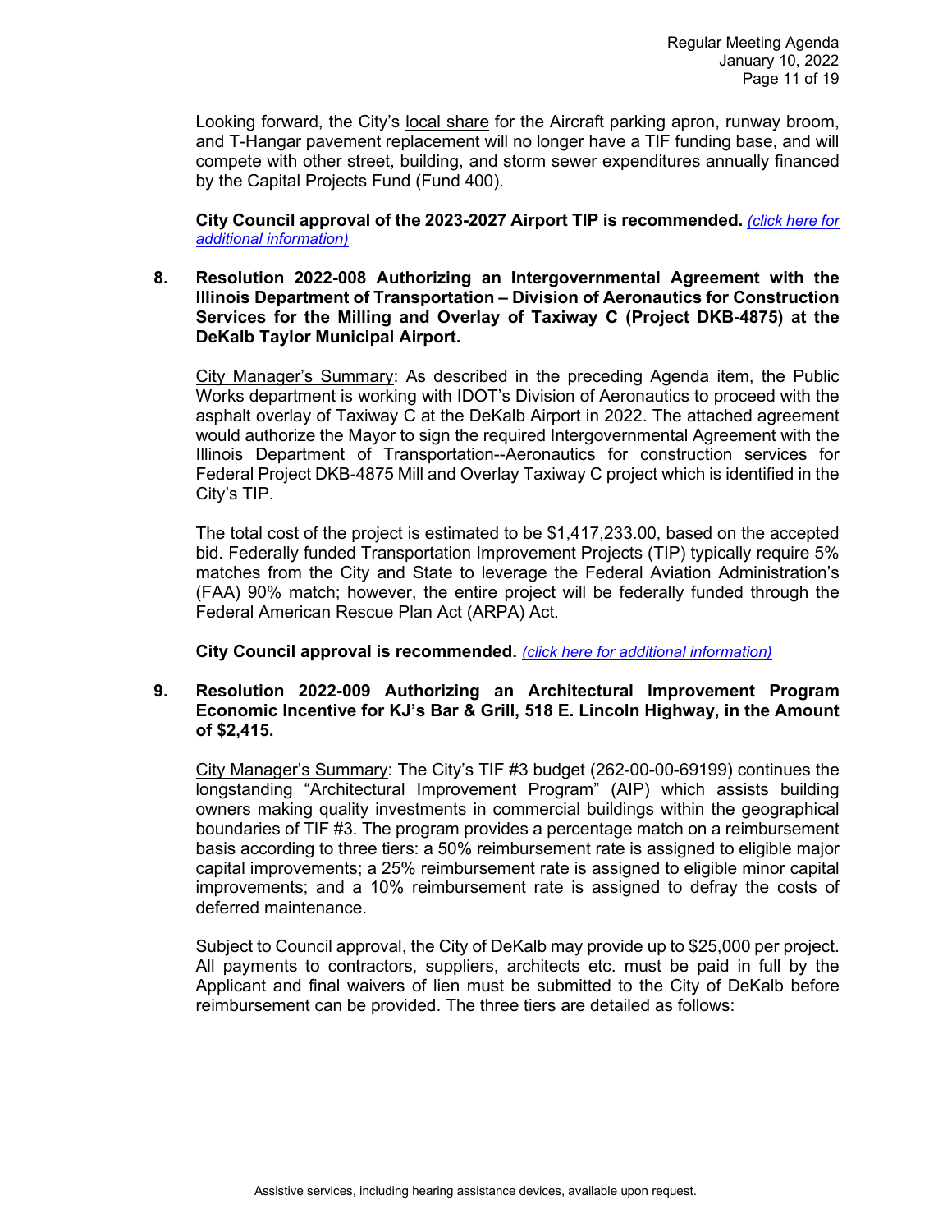Looking forward, the City's local share for the Aircraft parking apron, runway broom, and T-Hangar pavement replacement will no longer have a TIF funding base, and will compete with other street, building, and storm sewer expenditures annually financed by the Capital Projects Fund (Fund 400).

**City Council approval of the 2023-2027 Airport TIP is recommended.** *(click here for additional information)*

**8. Resolution 2022-008 Authorizing an Intergovernmental Agreement with the Illinois Department of Transportation – Division of Aeronautics for Construction Services for the Milling and Overlay of Taxiway C (Project DKB-4875) at the DeKalb Taylor Municipal Airport.**

City Manager's Summary: As described in the preceding Agenda item, the Public Works department is working with IDOT's Division of Aeronautics to proceed with the asphalt overlay of Taxiway C at the DeKalb Airport in 2022. The attached agreement would authorize the Mayor to sign the required Intergovernmental Agreement with the Illinois Department of Transportation--Aeronautics for construction services for Federal Project DKB-4875 Mill and Overlay Taxiway C project which is identified in the City's TIP.

The total cost of the project is estimated to be $1,417,233.00, based on the accepted bid. Federally funded Transportation Improvement Projects (TIP) typically require 5% matches from the City and State to leverage the Federal Aviation Administration's (FAA) 90% match; however, the entire project will be federally funded through the Federal American Rescue Plan Act (ARPA) Act.

**City Council approval is recommended.** *(click here for additional information)*

**9. Resolution 2022-009 Authorizing an Architectural Improvement Program Economic Incentive for KJ's Bar & Grill, 518 E. Lincoln Highway, in the Amount of $2,415.**

City Manager's Summary: The City's TIF #3 budget (262-00-00-69199) continues the longstanding "Architectural Improvement Program" (AIP) which assists building owners making quality investments in commercial buildings within the geographical boundaries of TIF #3. The program provides a percentage match on a reimbursement basis according to three tiers: a 50% reimbursement rate is assigned to eligible major capital improvements; a 25% reimbursement rate is assigned to eligible minor capital improvements; and a 10% reimbursement rate is assigned to defray the costs of deferred maintenance.

Subject to Council approval, the City of DeKalb may provide up to $25,000 per project. All payments to contractors, suppliers, architects etc. must be paid in full by the Applicant and final waivers of lien must be submitted to the City of DeKalb before reimbursement can be provided. The three tiers are detailed as follows: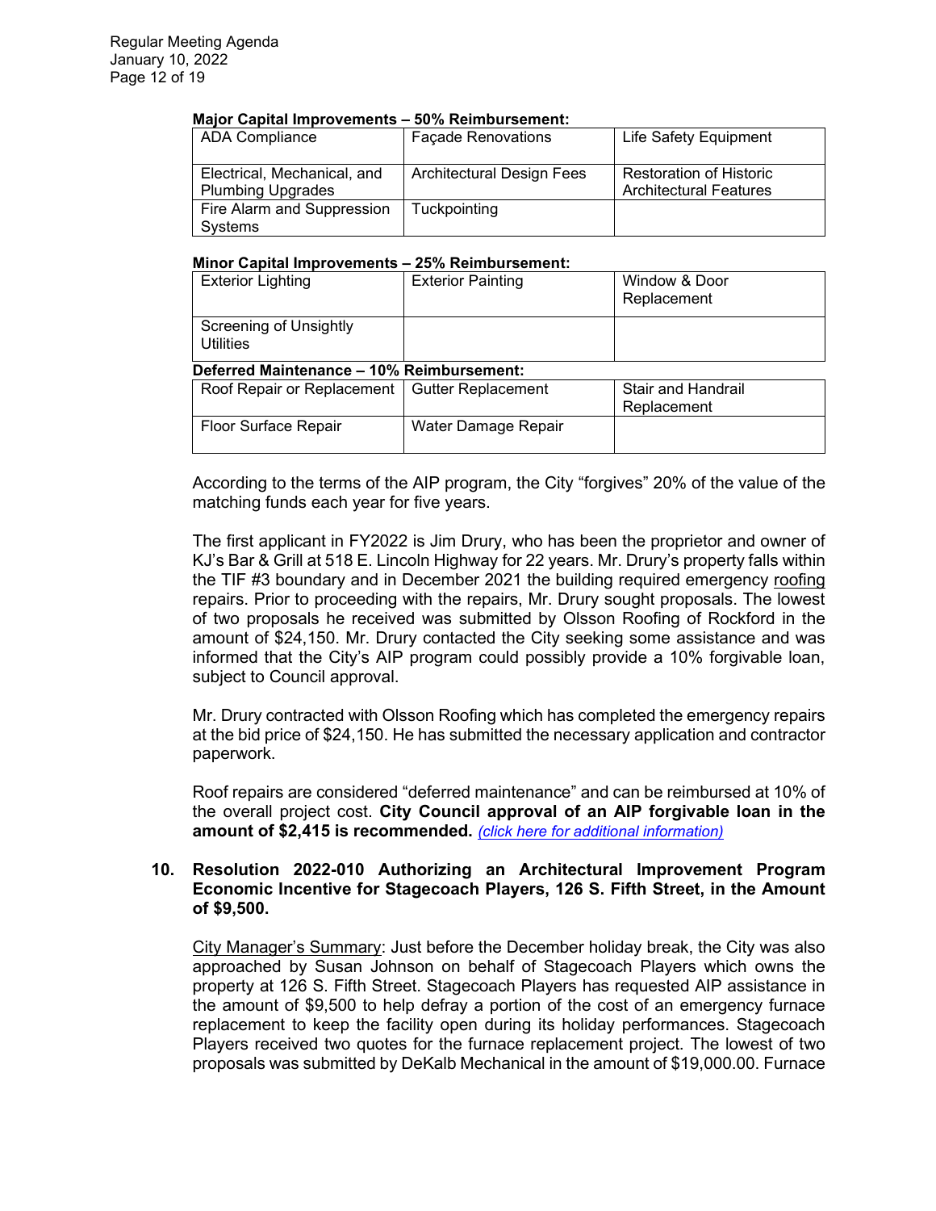**Major Capital Improvements – 50% Reimbursement:**

| | | |
|---|---|---|
| ADA Compliance | Façade Renovations | Life Safety Equipment |
| Electrical, Mechanical, and Plumbing Upgrades | Architectural Design Fees | Restoration of Historic Architectural Features |
| Fire Alarm and Suppression Systems | Tuckpointing | |

**Minor Capital Improvements – 25% Reimbursement:**

| | | |
|---|---|---|
| Exterior Lighting | Exterior Painting | Window & Door Replacement |
| Screening of Unsightly Utilities | | |

**Deferred Maintenance – 10% Reimbursement:**

| | | |
|---|---|---|
| Roof Repair or Replacement | Gutter Replacement | Stair and Handrail Replacement |
| Floor Surface Repair | Water Damage Repair | |

According to the terms of the AIP program, the City "forgives" 20% of the value of the matching funds each year for five years.

The first applicant in FY2022 is Jim Drury, who has been the proprietor and owner of KJ's Bar & Grill at 518 E. Lincoln Highway for 22 years. Mr. Drury's property falls within the TIF #3 boundary and in December 2021 the building required emergency roofing repairs. Prior to proceeding with the repairs, Mr. Drury sought proposals. The lowest of two proposals he received was submitted by Olsson Roofing of Rockford in the amount of $24,150. Mr. Drury contacted the City seeking some assistance and was informed that the City's AIP program could possibly provide a 10% forgivable loan, subject to Council approval.

Mr. Drury contracted with Olsson Roofing which has completed the emergency repairs at the bid price of $24,150. He has submitted the necessary application and contractor paperwork.

Roof repairs are considered "deferred maintenance" and can be reimbursed at 10% of the overall project cost. **City Council approval of an AIP forgivable loan in the amount of $2,415 is recommended.** *(click here for additional information)*

**10. Resolution 2022-010 Authorizing an Architectural Improvement Program Economic Incentive for Stagecoach Players, 126 S. Fifth Street, in the Amount of $9,500.**

City Manager's Summary: Just before the December holiday break, the City was also approached by Susan Johnson on behalf of Stagecoach Players which owns the property at 126 S. Fifth Street. Stagecoach Players has requested AIP assistance in the amount of $9,500 to help defray a portion of the cost of an emergency furnace replacement to keep the facility open during its holiday performances. Stagecoach Players received two quotes for the furnace replacement project. The lowest of two proposals was submitted by DeKalb Mechanical in the amount of $19,000.00. Furnace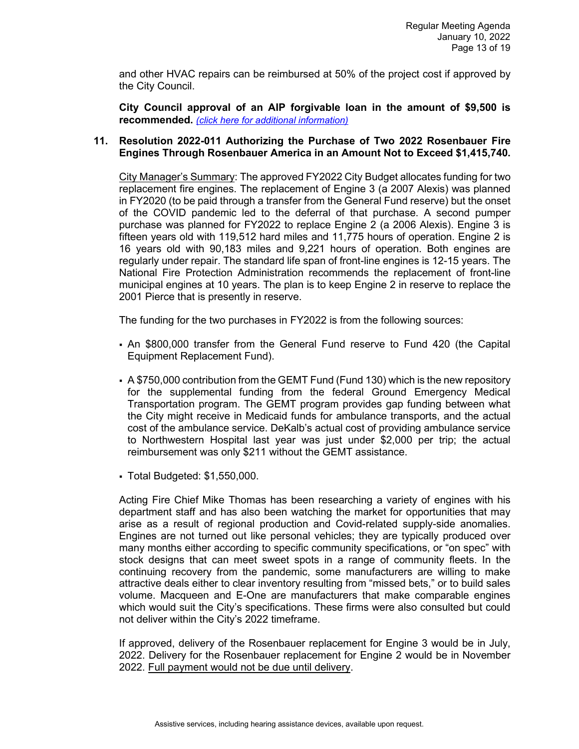and other HVAC repairs can be reimbursed at 50% of the project cost if approved by the City Council.

**City Council approval of an AIP forgivable loan in the amount of $9,500 is recommended.** *(click here for additional information)*

**11. Resolution 2022-011 Authorizing the Purchase of Two 2022 Rosenbauer Fire Engines Through Rosenbauer America in an Amount Not to Exceed $1,415,740.**

<u>City Manager's Summary</u>: The approved FY2022 City Budget allocates funding for two replacement fire engines. The replacement of Engine 3 (a 2007 Alexis) was planned in FY2020 (to be paid through a transfer from the General Fund reserve) but the onset of the COVID pandemic led to the deferral of that purchase. A second pumper purchase was planned for FY2022 to replace Engine 2 (a 2006 Alexis). Engine 3 is fifteen years old with 119,512 hard miles and 11,775 hours of operation. Engine 2 is 16 years old with 90,183 miles and 9,221 hours of operation. Both engines are regularly under repair. The standard life span of front-line engines is 12-15 years. The National Fire Protection Administration recommends the replacement of front-line municipal engines at 10 years. The plan is to keep Engine 2 in reserve to replace the 2001 Pierce that is presently in reserve.

The funding for the two purchases in FY2022 is from the following sources:

- An $800,000 transfer from the General Fund reserve to Fund 420 (the Capital Equipment Replacement Fund).
- A $750,000 contribution from the GEMT Fund (Fund 130) which is the new repository for the supplemental funding from the federal Ground Emergency Medical Transportation program. The GEMT program provides gap funding between what the City might receive in Medicaid funds for ambulance transports, and the actual cost of the ambulance service. DeKalb's actual cost of providing ambulance service to Northwestern Hospital last year was just under $2,000 per trip; the actual reimbursement was only $211 without the GEMT assistance.
- Total Budgeted: $1,550,000.

Acting Fire Chief Mike Thomas has been researching a variety of engines with his department staff and has also been watching the market for opportunities that may arise as a result of regional production and Covid-related supply-side anomalies. Engines are not turned out like personal vehicles; they are typically produced over many months either according to specific community specifications, or "on spec" with stock designs that can meet sweet spots in a range of community fleets. In the continuing recovery from the pandemic, some manufacturers are willing to make attractive deals either to clear inventory resulting from "missed bets," or to build sales volume. Macqueen and E-One are manufacturers that make comparable engines which would suit the City's specifications. These firms were also consulted but could not deliver within the City's 2022 timeframe.

If approved, delivery of the Rosenbauer replacement for Engine 3 would be in July, 2022. Delivery for the Rosenbauer replacement for Engine 2 would be in November 2022. <u>Full payment would not be due until delivery</u>.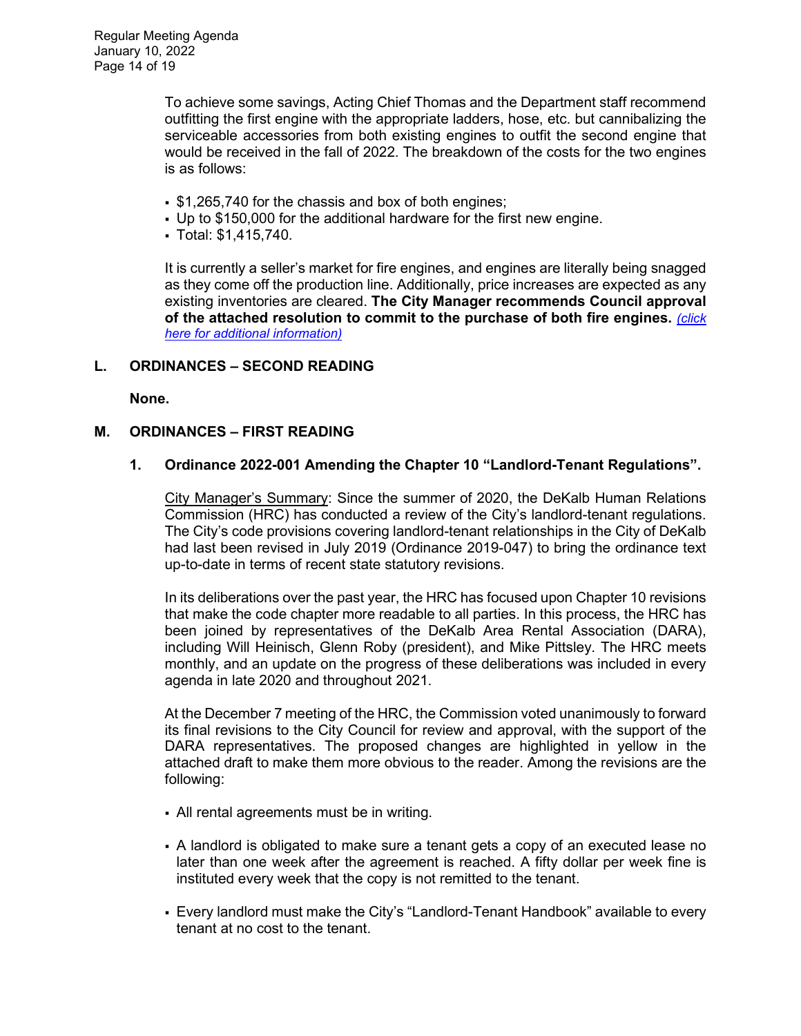To achieve some savings, Acting Chief Thomas and the Department staff recommend outfitting the first engine with the appropriate ladders, hose, etc. but cannibalizing the serviceable accessories from both existing engines to outfit the second engine that would be received in the fall of 2022. The breakdown of the costs for the two engines is as follows:

- $1,265,740 for the chassis and box of both engines;
- Up to $150,000 for the additional hardware for the first new engine.
- Total: $1,415,740.

It is currently a seller's market for fire engines, and engines are literally being snagged as they come off the production line. Additionally, price increases are expected as any existing inventories are cleared. **The City Manager recommends Council approval of the attached resolution to commit to the purchase of both fire engines.** *(click here for additional information)*

## L. ORDINANCES – SECOND READING

**None.**

## M. ORDINANCES – FIRST READING

### 1. Ordinance 2022-001 Amending the Chapter 10 "Landlord-Tenant Regulations".

City Manager's Summary: Since the summer of 2020, the DeKalb Human Relations Commission (HRC) has conducted a review of the City's landlord-tenant regulations. The City's code provisions covering landlord-tenant relationships in the City of DeKalb had last been revised in July 2019 (Ordinance 2019-047) to bring the ordinance text up-to-date in terms of recent state statutory revisions.

In its deliberations over the past year, the HRC has focused upon Chapter 10 revisions that make the code chapter more readable to all parties. In this process, the HRC has been joined by representatives of the DeKalb Area Rental Association (DARA), including Will Heinisch, Glenn Roby (president), and Mike Pittsley. The HRC meets monthly, and an update on the progress of these deliberations was included in every agenda in late 2020 and throughout 2021.

At the December 7 meeting of the HRC, the Commission voted unanimously to forward its final revisions to the City Council for review and approval, with the support of the DARA representatives. The proposed changes are highlighted in yellow in the attached draft to make them more obvious to the reader. Among the revisions are the following:

- All rental agreements must be in writing.
- A landlord is obligated to make sure a tenant gets a copy of an executed lease no later than one week after the agreement is reached. A fifty dollar per week fine is instituted every week that the copy is not remitted to the tenant.
- Every landlord must make the City's "Landlord-Tenant Handbook" available to every tenant at no cost to the tenant.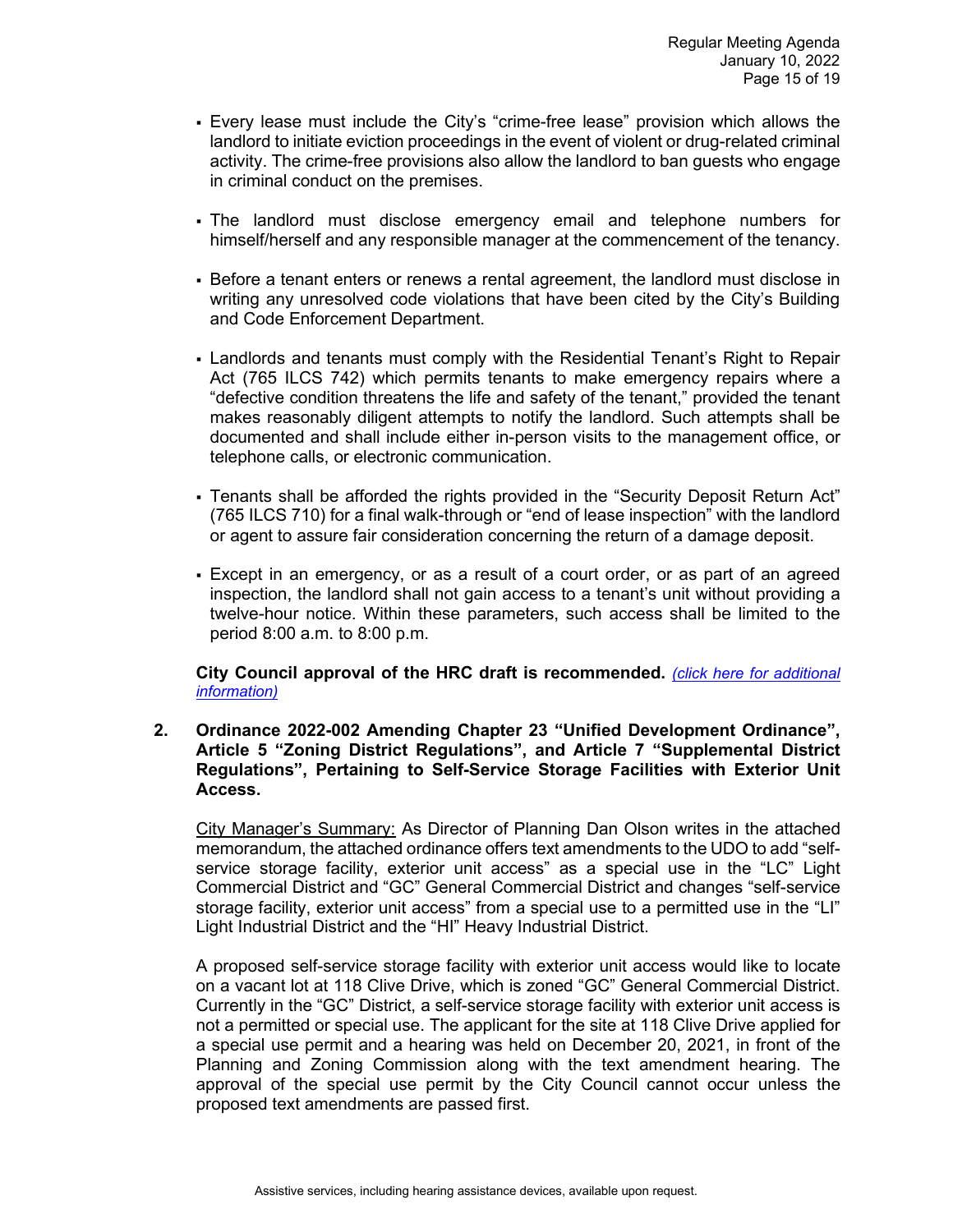- Every lease must include the City's "crime-free lease" provision which allows the landlord to initiate eviction proceedings in the event of violent or drug-related criminal activity. The crime-free provisions also allow the landlord to ban guests who engage in criminal conduct on the premises.

- The landlord must disclose emergency email and telephone numbers for himself/herself and any responsible manager at the commencement of the tenancy.

- Before a tenant enters or renews a rental agreement, the landlord must disclose in writing any unresolved code violations that have been cited by the City's Building and Code Enforcement Department.

- Landlords and tenants must comply with the Residential Tenant's Right to Repair Act (765 ILCS 742) which permits tenants to make emergency repairs where a "defective condition threatens the life and safety of the tenant," provided the tenant makes reasonably diligent attempts to notify the landlord. Such attempts shall be documented and shall include either in-person visits to the management office, or telephone calls, or electronic communication.

- Tenants shall be afforded the rights provided in the "Security Deposit Return Act" (765 ILCS 710) for a final walk-through or "end of lease inspection" with the landlord or agent to assure fair consideration concerning the return of a damage deposit.

- Except in an emergency, or as a result of a court order, or as part of an agreed inspection, the landlord shall not gain access to a tenant's unit without providing a twelve-hour notice. Within these parameters, such access shall be limited to the period 8:00 a.m. to 8:00 p.m.

**City Council approval of the HRC draft is recommended.** *(click here for additional information)*

**2. Ordinance 2022-002 Amending Chapter 23 "Unified Development Ordinance", Article 5 "Zoning District Regulations", and Article 7 "Supplemental District Regulations", Pertaining to Self-Service Storage Facilities with Exterior Unit Access.**

City Manager's Summary: As Director of Planning Dan Olson writes in the attached memorandum, the attached ordinance offers text amendments to the UDO to add "self-service storage facility, exterior unit access" as a special use in the "LC" Light Commercial District and "GC" General Commercial District and changes "self-service storage facility, exterior unit access" from a special use to a permitted use in the "LI" Light Industrial District and the "HI" Heavy Industrial District.

A proposed self-service storage facility with exterior unit access would like to locate on a vacant lot at 118 Clive Drive, which is zoned "GC" General Commercial District. Currently in the "GC" District, a self-service storage facility with exterior unit access is not a permitted or special use. The applicant for the site at 118 Clive Drive applied for a special use permit and a hearing was held on December 20, 2021, in front of the Planning and Zoning Commission along with the text amendment hearing. The approval of the special use permit by the City Council cannot occur unless the proposed text amendments are passed first.

Assistive services, including hearing assistance devices, available upon request.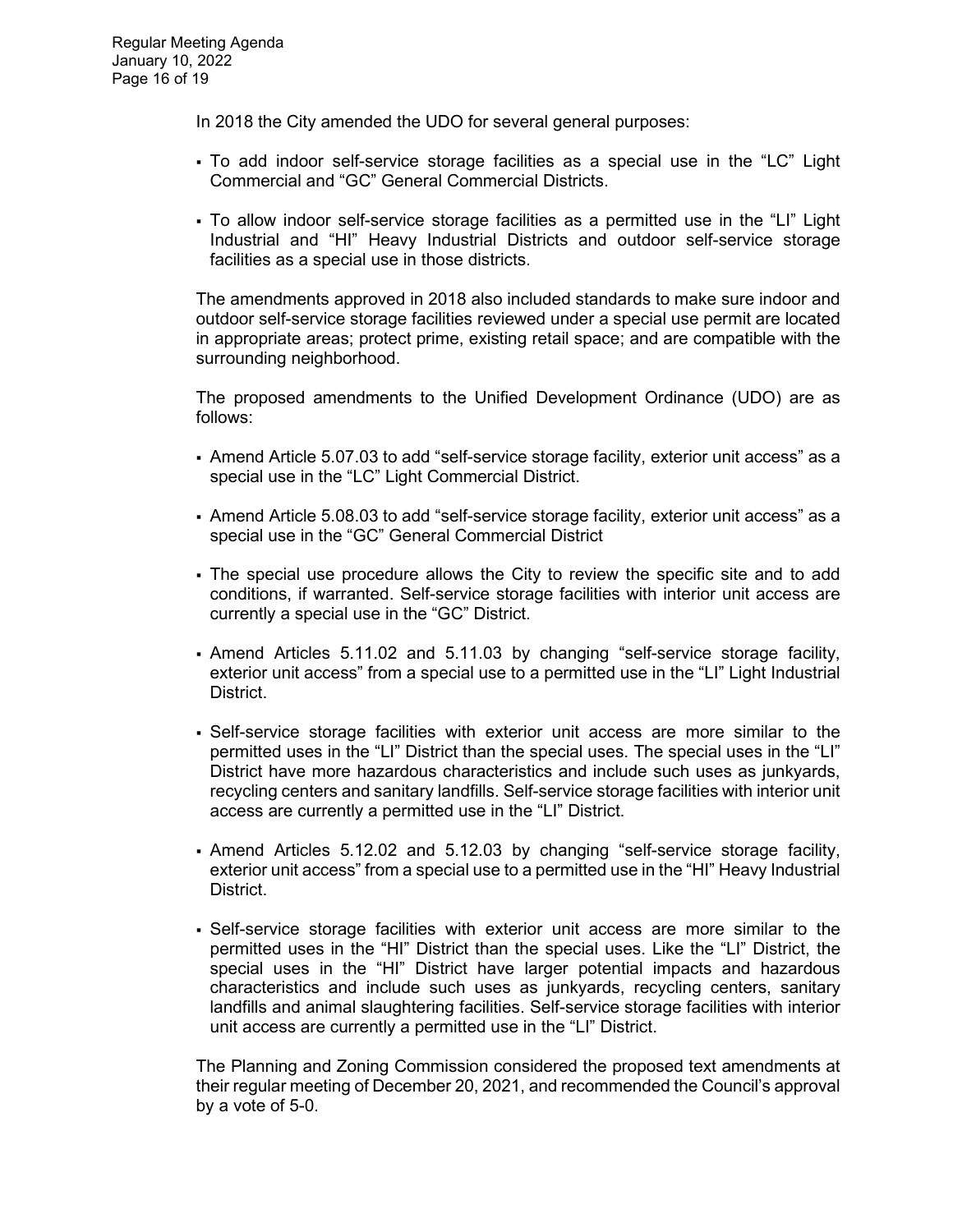In 2018 the City amended the UDO for several general purposes:

- To add indoor self-service storage facilities as a special use in the “LC” Light Commercial and “GC” General Commercial Districts.
- To allow indoor self-service storage facilities as a permitted use in the “LI” Light Industrial and “HI” Heavy Industrial Districts and outdoor self-service storage facilities as a special use in those districts.

The amendments approved in 2018 also included standards to make sure indoor and outdoor self-service storage facilities reviewed under a special use permit are located in appropriate areas; protect prime, existing retail space; and are compatible with the surrounding neighborhood.

The proposed amendments to the Unified Development Ordinance (UDO) are as follows:

- Amend Article 5.07.03 to add “self-service storage facility, exterior unit access” as a special use in the “LC” Light Commercial District.
- Amend Article 5.08.03 to add “self-service storage facility, exterior unit access” as a special use in the “GC” General Commercial District
- The special use procedure allows the City to review the specific site and to add conditions, if warranted. Self-service storage facilities with interior unit access are currently a special use in the “GC” District.
- Amend Articles 5.11.02 and 5.11.03 by changing “self-service storage facility, exterior unit access” from a special use to a permitted use in the “LI” Light Industrial District.
- Self-service storage facilities with exterior unit access are more similar to the permitted uses in the “LI” District than the special uses. The special uses in the “LI” District have more hazardous characteristics and include such uses as junkyards, recycling centers and sanitary landfills. Self-service storage facilities with interior unit access are currently a permitted use in the “LI” District.
- Amend Articles 5.12.02 and 5.12.03 by changing “self-service storage facility, exterior unit access” from a special use to a permitted use in the “HI” Heavy Industrial District.
- Self-service storage facilities with exterior unit access are more similar to the permitted uses in the “HI” District than the special uses. Like the “LI” District, the special uses in the “HI” District have larger potential impacts and hazardous characteristics and include such uses as junkyards, recycling centers, sanitary landfills and animal slaughtering facilities. Self-service storage facilities with interior unit access are currently a permitted use in the “LI” District.

The Planning and Zoning Commission considered the proposed text amendments at their regular meeting of December 20, 2021, and recommended the Council’s approval by a vote of 5-0.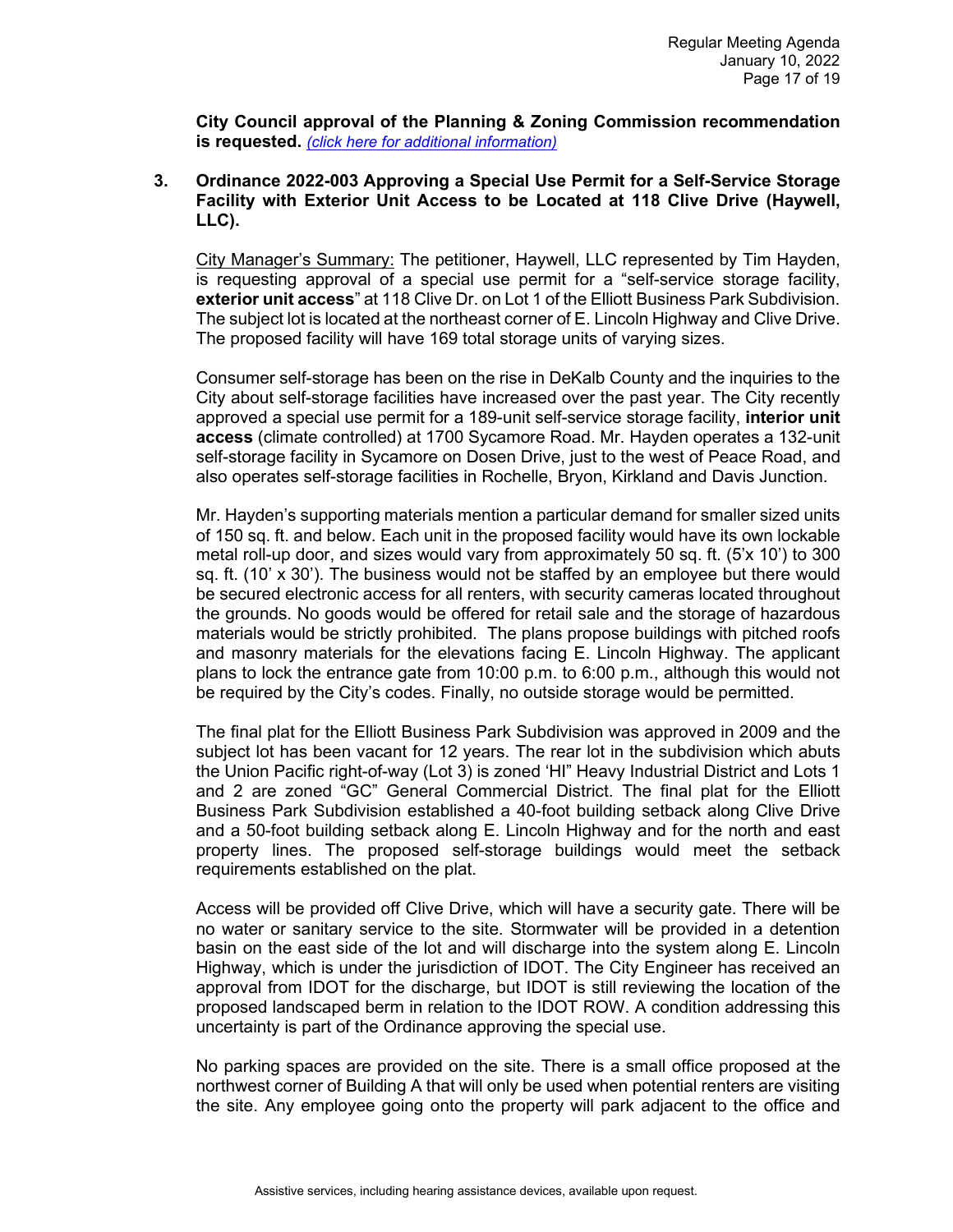**City Council approval of the Planning & Zoning Commission recommendation is requested.** *(click here for additional information)*

**3. Ordinance 2022-003 Approving a Special Use Permit for a Self-Service Storage Facility with Exterior Unit Access to be Located at 118 Clive Drive (Haywell, LLC).**

City Manager's Summary: The petitioner, Haywell, LLC represented by Tim Hayden, is requesting approval of a special use permit for a "self-service storage facility, **exterior unit access**" at 118 Clive Dr. on Lot 1 of the Elliott Business Park Subdivision. The subject lot is located at the northeast corner of E. Lincoln Highway and Clive Drive. The proposed facility will have 169 total storage units of varying sizes.

Consumer self-storage has been on the rise in DeKalb County and the inquiries to the City about self-storage facilities have increased over the past year. The City recently approved a special use permit for a 189-unit self-service storage facility, **interior unit access** (climate controlled) at 1700 Sycamore Road. Mr. Hayden operates a 132-unit self-storage facility in Sycamore on Dosen Drive, just to the west of Peace Road, and also operates self-storage facilities in Rochelle, Bryon, Kirkland and Davis Junction.

Mr. Hayden's supporting materials mention a particular demand for smaller sized units of 150 sq. ft. and below. Each unit in the proposed facility would have its own lockable metal roll-up door, and sizes would vary from approximately 50 sq. ft. (5'x 10') to 300 sq. ft. (10' x 30'). The business would not be staffed by an employee but there would be secured electronic access for all renters, with security cameras located throughout the grounds. No goods would be offered for retail sale and the storage of hazardous materials would be strictly prohibited. The plans propose buildings with pitched roofs and masonry materials for the elevations facing E. Lincoln Highway. The applicant plans to lock the entrance gate from 10:00 p.m. to 6:00 p.m., although this would not be required by the City's codes. Finally, no outside storage would be permitted.

The final plat for the Elliott Business Park Subdivision was approved in 2009 and the subject lot has been vacant for 12 years. The rear lot in the subdivision which abuts the Union Pacific right-of-way (Lot 3) is zoned 'HI" Heavy Industrial District and Lots 1 and 2 are zoned "GC" General Commercial District. The final plat for the Elliott Business Park Subdivision established a 40-foot building setback along Clive Drive and a 50-foot building setback along E. Lincoln Highway and for the north and east property lines. The proposed self-storage buildings would meet the setback requirements established on the plat.

Access will be provided off Clive Drive, which will have a security gate. There will be no water or sanitary service to the site. Stormwater will be provided in a detention basin on the east side of the lot and will discharge into the system along E. Lincoln Highway, which is under the jurisdiction of IDOT. The City Engineer has received an approval from IDOT for the discharge, but IDOT is still reviewing the location of the proposed landscaped berm in relation to the IDOT ROW. A condition addressing this uncertainty is part of the Ordinance approving the special use.

No parking spaces are provided on the site. There is a small office proposed at the northwest corner of Building A that will only be used when potential renters are visiting the site. Any employee going onto the property will park adjacent to the office and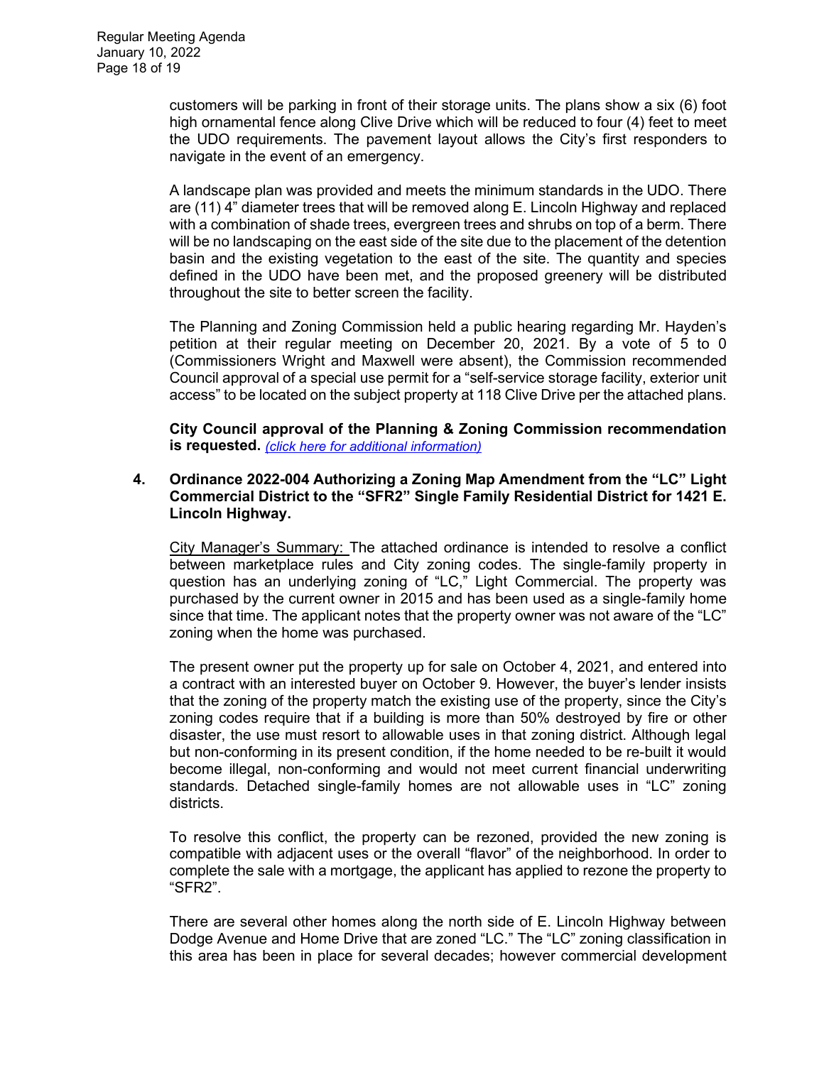customers will be parking in front of their storage units. The plans show a six (6) foot high ornamental fence along Clive Drive which will be reduced to four (4) feet to meet the UDO requirements. The pavement layout allows the City's first responders to navigate in the event of an emergency.

A landscape plan was provided and meets the minimum standards in the UDO. There are (11) 4" diameter trees that will be removed along E. Lincoln Highway and replaced with a combination of shade trees, evergreen trees and shrubs on top of a berm. There will be no landscaping on the east side of the site due to the placement of the detention basin and the existing vegetation to the east of the site. The quantity and species defined in the UDO have been met, and the proposed greenery will be distributed throughout the site to better screen the facility.

The Planning and Zoning Commission held a public hearing regarding Mr. Hayden's petition at their regular meeting on December 20, 2021. By a vote of 5 to 0 (Commissioners Wright and Maxwell were absent), the Commission recommended Council approval of a special use permit for a "self-service storage facility, exterior unit access" to be located on the subject property at 118 Clive Drive per the attached plans.

**City Council approval of the Planning & Zoning Commission recommendation is requested.** *(click here for additional information)*

**4. Ordinance 2022-004 Authorizing a Zoning Map Amendment from the "LC" Light Commercial District to the "SFR2" Single Family Residential District for 1421 E. Lincoln Highway.**

City Manager's Summary: The attached ordinance is intended to resolve a conflict between marketplace rules and City zoning codes. The single-family property in question has an underlying zoning of "LC," Light Commercial. The property was purchased by the current owner in 2015 and has been used as a single-family home since that time. The applicant notes that the property owner was not aware of the "LC" zoning when the home was purchased.

The present owner put the property up for sale on October 4, 2021, and entered into a contract with an interested buyer on October 9. However, the buyer's lender insists that the zoning of the property match the existing use of the property, since the City's zoning codes require that if a building is more than 50% destroyed by fire or other disaster, the use must resort to allowable uses in that zoning district. Although legal but non-conforming in its present condition, if the home needed to be re-built it would become illegal, non-conforming and would not meet current financial underwriting standards. Detached single-family homes are not allowable uses in "LC" zoning districts.

To resolve this conflict, the property can be rezoned, provided the new zoning is compatible with adjacent uses or the overall "flavor" of the neighborhood. In order to complete the sale with a mortgage, the applicant has applied to rezone the property to "SFR2".

There are several other homes along the north side of E. Lincoln Highway between Dodge Avenue and Home Drive that are zoned "LC." The "LC" zoning classification in this area has been in place for several decades; however commercial development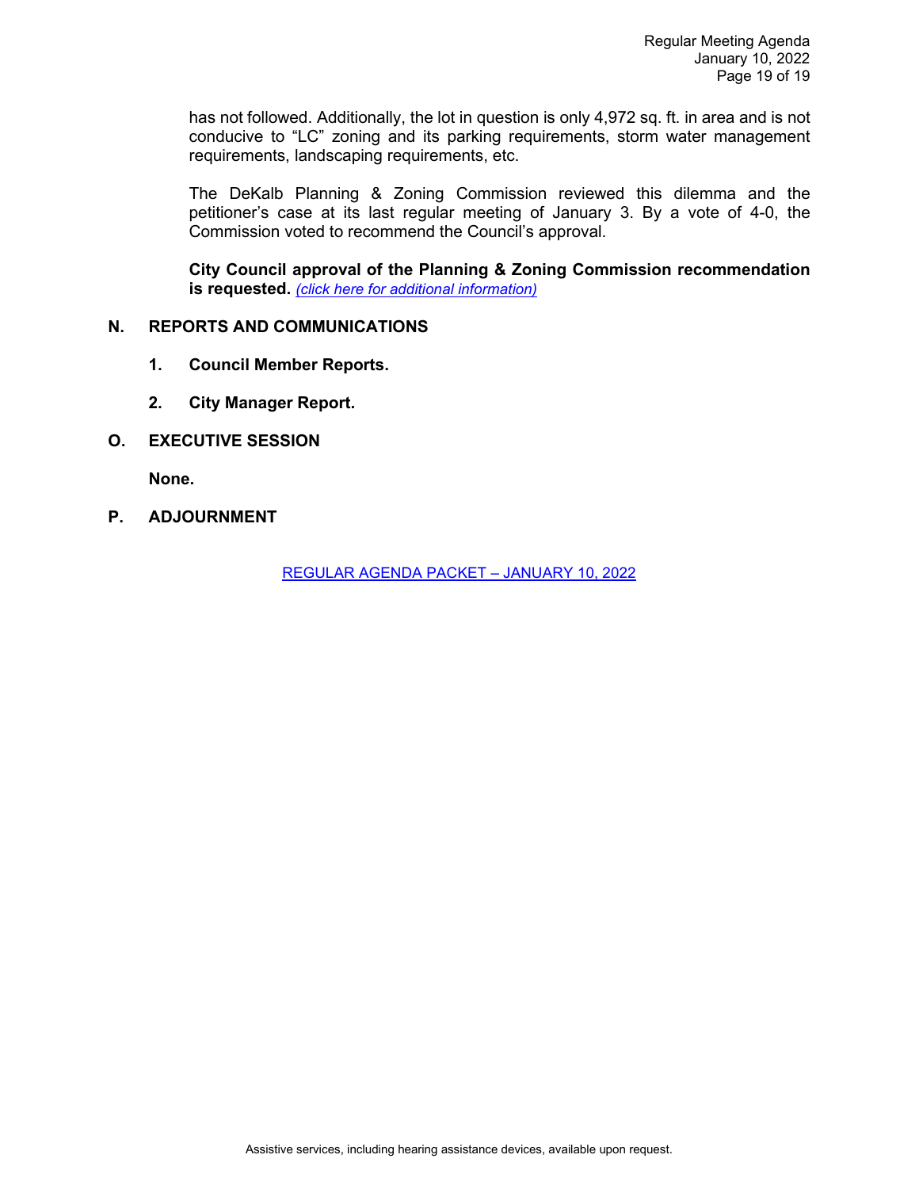has not followed. Additionally, the lot in question is only 4,972 sq. ft. in area and is not conducive to "LC" zoning and its parking requirements, storm water management requirements, landscaping requirements, etc.

The DeKalb Planning & Zoning Commission reviewed this dilemma and the petitioner's case at its last regular meeting of January 3. By a vote of 4-0, the Commission voted to recommend the Council's approval.

**City Council approval of the Planning & Zoning Commission recommendation is requested.** *(click here for additional information)*

## N. REPORTS AND COMMUNICATIONS

1. **Council Member Reports.**

2. **City Manager Report.**

## O. EXECUTIVE SESSION

**None.**

## P. ADJOURNMENT

REGULAR AGENDA PACKET – JANUARY 10, 2022

Assistive services, including hearing assistance devices, available upon request.